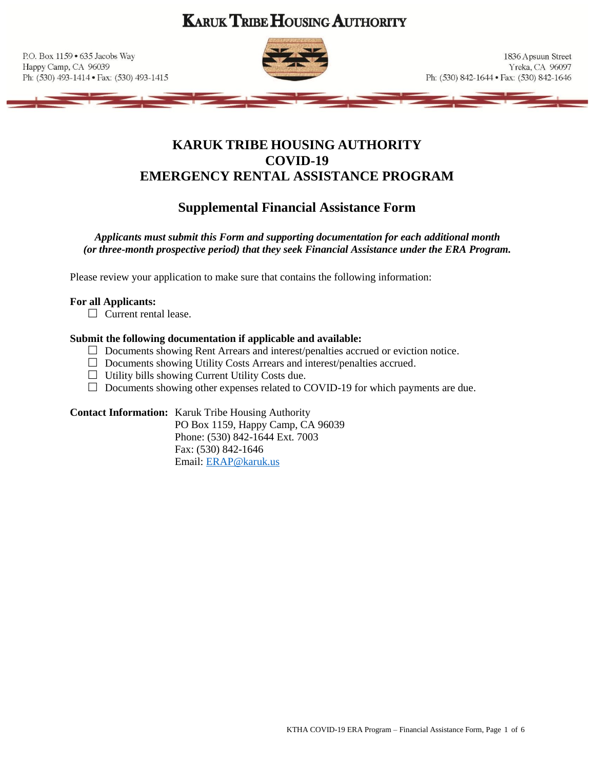# KARUK TRIBE HOUSING AUTHORITY

P.O. Box 1159 • 635 Jacobs Way
Happy Camp, CA 96039
Ph: (530) 493-1414 • Fax: (530) 493-1415

1836 Apsuun Street
Yreka, CA 96097
Ph: (530) 842-1644 • Fax: (530) 842-1646

## KARUK TRIBE HOUSING AUTHORITY
## COVID-19
## EMERGENCY RENTAL ASSISTANCE PROGRAM

### Supplemental Financial Assistance Form

***Applicants must submit this Form and supporting documentation for each additional month (or three-month prospective period) that they seek Financial Assistance under the ERA Program.***

Please review your application to make sure that contains the following information:

**For all Applicants:**

- ☐ Current rental lease.

**Submit the following documentation if applicable and available:**

- ☐ Documents showing Rent Arrears and interest/penalties accrued or eviction notice.
- ☐ Documents showing Utility Costs Arrears and interest/penalties accrued.
- ☐ Utility bills showing Current Utility Costs due.
- ☐ Documents showing other expenses related to COVID-19 for which payments are due.

**Contact Information:** Karuk Tribe Housing Authority
PO Box 1159, Happy Camp, CA 96039
Phone: (530) 842-1644 Ext. 7003
Fax: (530) 842-1646
Email: ERAP@karuk.us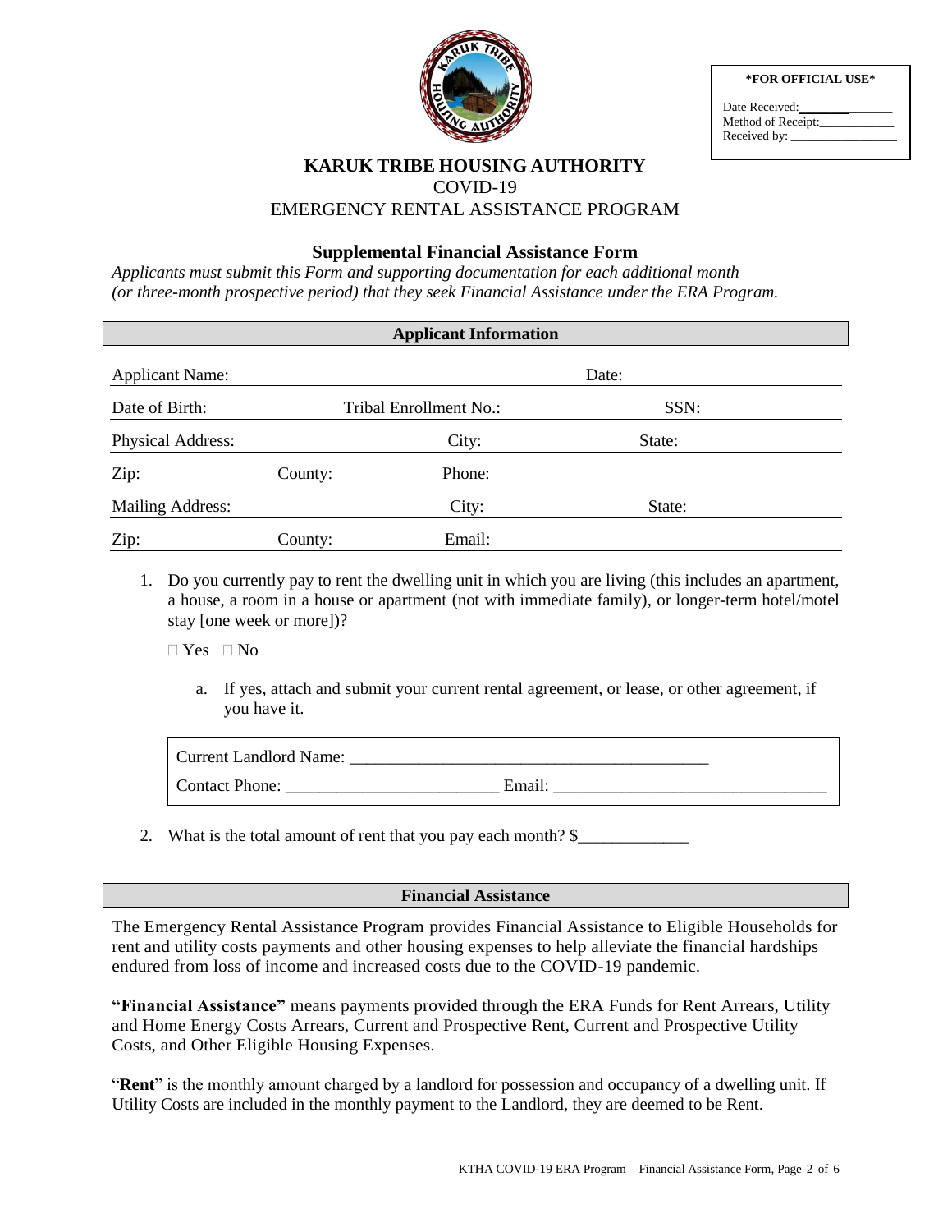*FOR OFFICIAL USE*

Date Received:______________
Method of Receipt:____________
Received by: _________________

# KARUK TRIBE HOUSING AUTHORITY

COVID-19

EMERGENCY RENTAL ASSISTANCE PROGRAM

## Supplemental Financial Assistance Form

*Applicants must submit this Form and supporting documentation for each additional month (or three-month prospective period) that they seek Financial Assistance under the ERA Program.*

### Applicant Information

Applicant Name: Date:

Date of Birth: Tribal Enrollment No.: SSN:

Physical Address: City: State:

Zip: County: Phone:

Mailing Address: City: State:

Zip: County: Email:

1. Do you currently pay to rent the dwelling unit in which you are living (this includes an apartment, a house, a room in a house or apartment (not with immediate family), or longer-term hotel/motel stay [one week or more])?

   ☐ Yes ☐ No

   a. If yes, attach and submit your current rental agreement, or lease, or other agreement, if you have it.

   Current Landlord Name: __________________________________________

   Contact Phone: ________________________ Email: _______________________________

2. What is the total amount of rent that you pay each month? $_____________

### Financial Assistance

The Emergency Rental Assistance Program provides Financial Assistance to Eligible Households for rent and utility costs payments and other housing expenses to help alleviate the financial hardships endured from loss of income and increased costs due to the COVID-19 pandemic.

**"Financial Assistance"** means payments provided through the ERA Funds for Rent Arrears, Utility and Home Energy Costs Arrears, Current and Prospective Rent, Current and Prospective Utility Costs, and Other Eligible Housing Expenses.

"**Rent**" is the monthly amount charged by a landlord for possession and occupancy of a dwelling unit. If Utility Costs are included in the monthly payment to the Landlord, they are deemed to be Rent.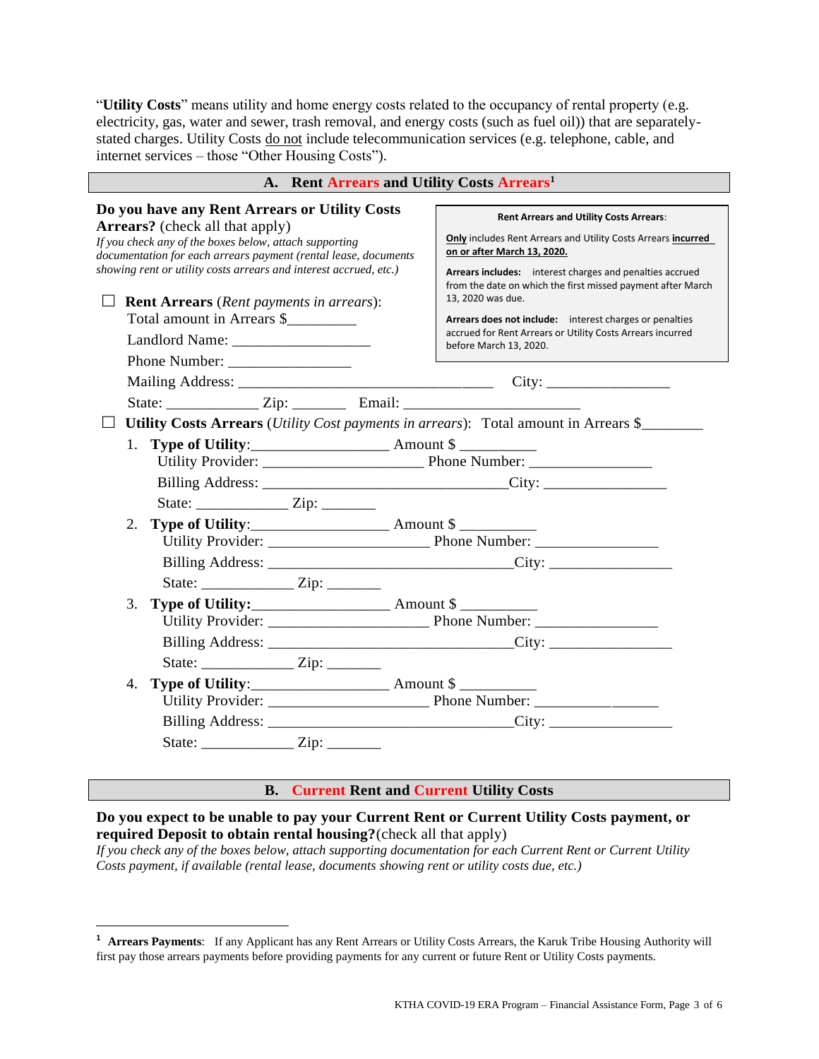"**Utility Costs**" means utility and home energy costs related to the occupancy of rental property (e.g. electricity, gas, water and sewer, trash removal, and energy costs (such as fuel oil)) that are separately-stated charges. Utility Costs do not include telecommunication services (e.g. telephone, cable, and internet services – those "Other Housing Costs").

## A. Rent Arrears and Utility Costs Arrears[1]

**Do you have any Rent Arrears or Utility Costs Arrears?** (check all that apply)
*If you check any of the boxes below, attach supporting documentation for each arrears payment (rental lease, documents showing rent or utility costs arrears and interest accrued, etc.)*

> **Rent Arrears and Utility Costs Arrears**:
>
> **Only** includes Rent Arrears and Utility Costs Arrears **incurred on or after March 13, 2020.**
>
> **Arrears includes:** interest charges and penalties accrued from the date on which the first missed payment after March 13, 2020 was due.
>
> **Arrears does not include:** interest charges or penalties accrued for Rent Arrears or Utility Costs Arrears incurred before March 13, 2020.

☐ **Rent Arrears** (*Rent payments in arrears*):
Total amount in Arrears $_________
Landlord Name: __________________
Phone Number: ________________
Mailing Address: _________________________________ City: ________________
State: ____________ Zip: _______ Email: ______________________

☐ **Utility Costs Arrears** (*Utility Cost payments in arrears*): Total amount in Arrears $________

1. **Type of Utility**:_________________ Amount $ __________
   Utility Provider: _____________________ Phone Number: ________________
   Billing Address: ________________________________City: ________________
   State: ____________ Zip: _______
2. **Type of Utility**:_________________ Amount $ __________
   Utility Provider: _____________________ Phone Number: ________________
   Billing Address: ________________________________City: ________________
   State: ____________ Zip: _______
3. **Type of Utility:**_________________ Amount $ __________
   Utility Provider: _____________________ Phone Number: ________________
   Billing Address: ________________________________City: ________________
   State: ____________ Zip: _______
4. **Type of Utility**:_________________ Amount $ __________
   Utility Provider: _____________________ Phone Number: ________________
   Billing Address: ________________________________City: ________________
   State: ____________ Zip: _______

## B. Current Rent and Current Utility Costs

**Do you expect to be unable to pay your Current Rent or Current Utility Costs payment, or required Deposit to obtain rental housing?**(check all that apply)
*If you check any of the boxes below, attach supporting documentation for each Current Rent or Current Utility Costs payment, if available (rental lease, documents showing rent or utility costs due, etc.)*

---

[1] **Arrears Payments**: If any Applicant has any Rent Arrears or Utility Costs Arrears, the Karuk Tribe Housing Authority will first pay those arrears payments before providing payments for any current or future Rent or Utility Costs payments.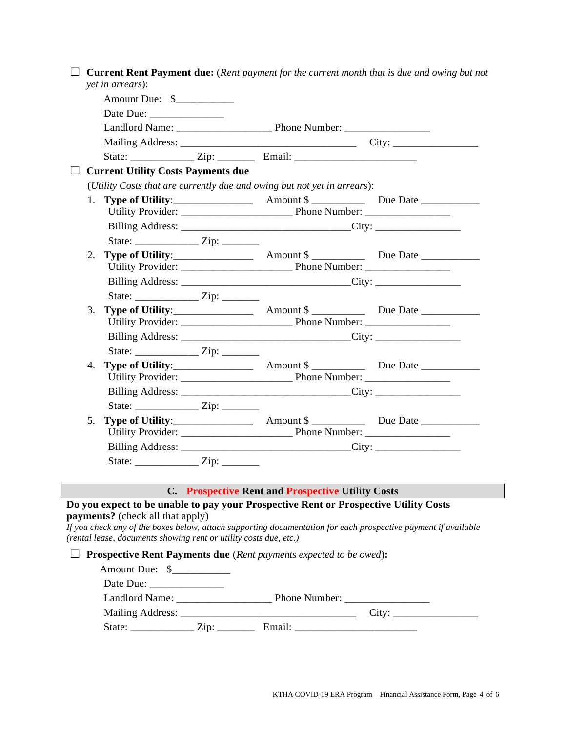☐ **Current Rent Payment due:** (*Rent payment for the current month that is due and owing but not yet in arrears*):

Amount Due: $___________

Date Due: ______________

Landlord Name: __________________ Phone Number: ________________

Mailing Address: _________________________________ City: ________________

State: ____________ Zip: _______ Email: _______________________

☐ **Current Utility Costs Payments due**

(*Utility Costs that are currently due and owing but not yet in arrears*):

1. **Type of Utility**:_______________ Amount $ __________ Due Date ___________
   Utility Provider: _____________________ Phone Number: ________________
   Billing Address: ________________________________City: ________________
   State: ____________ Zip: _______
2. **Type of Utility**:_______________ Amount $ __________ Due Date ___________
   Utility Provider: _____________________ Phone Number: ________________
   Billing Address: ________________________________City: ________________
   State: ____________ Zip: _______
3. **Type of Utility**:_______________ Amount $ __________ Due Date ___________
   Utility Provider: _____________________ Phone Number: ________________
   Billing Address: ________________________________City: ________________
   State: ____________ Zip: _______
4. **Type of Utility**:_______________ Amount $ __________ Due Date ___________
   Utility Provider: _____________________ Phone Number: ________________
   Billing Address: ________________________________City: ________________
   State: ____________ Zip: _______
5. **Type of Utility**:_______________ Amount $ __________ Due Date ___________
   Utility Provider: _____________________ Phone Number: ________________
   Billing Address: ________________________________City: ________________
   State: ____________ Zip: _______

## C. Prospective Rent and Prospective Utility Costs

**Do you expect to be unable to pay your Prospective Rent or Prospective Utility Costs payments?** (check all that apply)

*If you check any of the boxes below, attach supporting documentation for each prospective payment if available (rental lease, documents showing rent or utility costs due, etc.)*

☐ **Prospective Rent Payments due** (*Rent payments expected to be owed*)**:**

Amount Due: $___________

Date Due: ______________

Landlord Name: __________________ Phone Number: ________________

Mailing Address: _________________________________ City: ________________

State: ____________ Zip: _______ Email: _______________________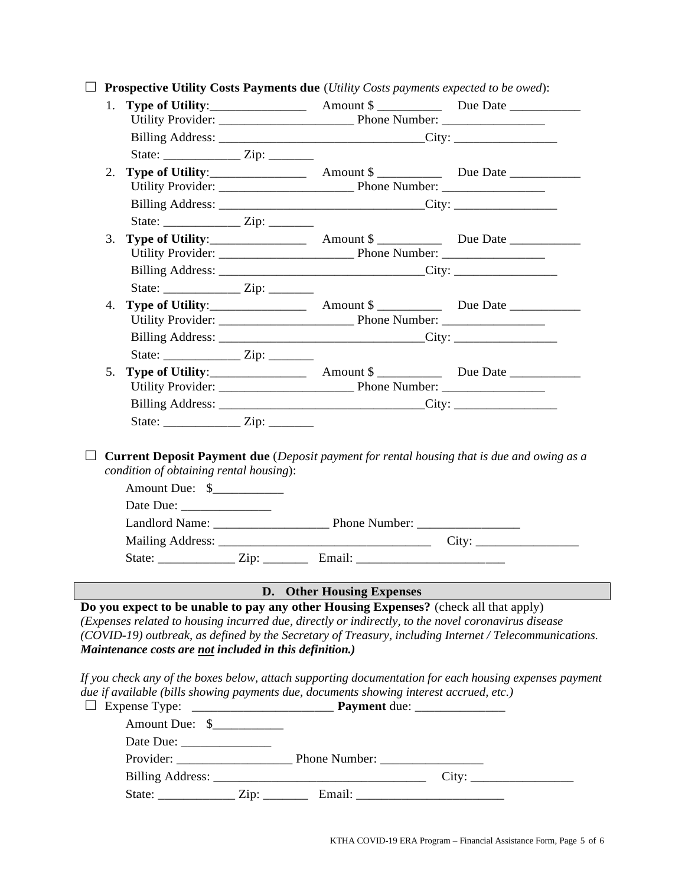☐ **Prospective Utility Costs Payments due** (*Utility Costs payments expected to be owed*):

1. **Type of Utility**:_______________ Amount $ __________ Due Date ___________
   Utility Provider: _____________________ Phone Number: ________________
   Billing Address: _______________________________City: ________________
   State: ____________ Zip: _______
2. **Type of Utility**:_______________ Amount $ __________ Due Date ___________
   Utility Provider: _____________________ Phone Number: ________________
   Billing Address: _______________________________City: ________________
   State: ____________ Zip: _______
3. **Type of Utility**:_______________ Amount $ __________ Due Date ___________
   Utility Provider: _____________________ Phone Number: ________________
   Billing Address: _______________________________City: ________________
   State: ____________ Zip: _______
4. **Type of Utility**:_______________ Amount $ __________ Due Date ___________
   Utility Provider: _____________________ Phone Number: ________________
   Billing Address: _______________________________City: ________________
   State: ____________ Zip: _______
5. **Type of Utility**:_______________ Amount $ __________ Due Date ___________
   Utility Provider: _____________________ Phone Number: ________________
   Billing Address: _______________________________City: ________________
   State: ____________ Zip: _______

☐ **Current Deposit Payment due** (*Deposit payment for rental housing that is due and owing as a condition of obtaining rental housing*):

Amount Due: $___________

Date Due: ______________

Landlord Name: __________________ Phone Number: ________________

Mailing Address: _________________________________ City: ________________

State: ____________ Zip: _______ Email: _______________________

## D. Other Housing Expenses

**Do you expect to be unable to pay any other Housing Expenses?** (check all that apply)
*(Expenses related to housing incurred due, directly or indirectly, to the novel coronavirus disease (COVID-19) outbreak, as defined by the Secretary of Treasury, including Internet / Telecommunications.* ***Maintenance costs are not included in this definition.)***

*If you check any of the boxes below, attach supporting documentation for each housing expenses payment due if available (bills showing payments due, documents showing interest accrued, etc.)*

☐ Expense Type: ______________________ **Payment** due: ______________

Amount Due: $___________

Date Due: ______________

Provider: __________________ Phone Number: ________________

Billing Address: _________________________________ City: ________________

State: ____________ Zip: _______ Email: _______________________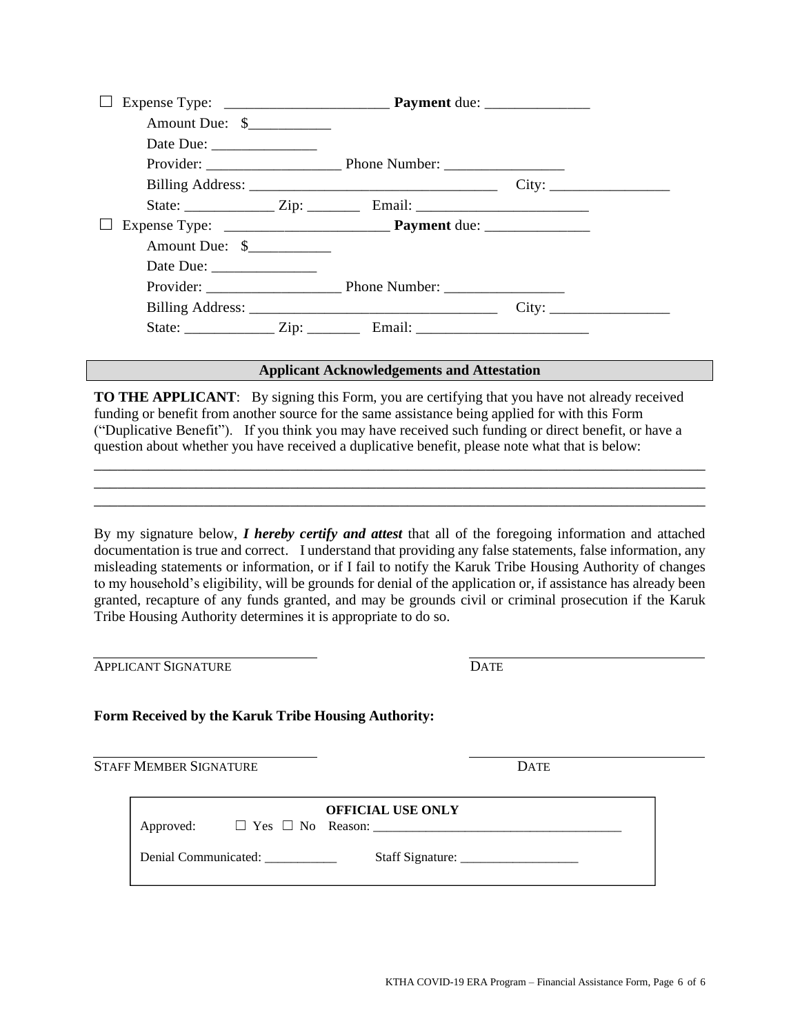☐ Expense Type: ______________________ **Payment** due: ______________

Amount Due: $___________

Date Due: ______________

Provider: __________________ Phone Number: ________________

Billing Address: ________________________________ City: ________________

State: ____________ Zip: _______ Email: _______________________

☐ Expense Type: ______________________ **Payment** due: ______________

Amount Due: $___________

Date Due: ______________

Provider: __________________ Phone Number: ________________

Billing Address: ________________________________ City: ________________

State: ____________ Zip: _______ Email: _______________________

## Applicant Acknowledgements and Attestation

**TO THE APPLICANT**: By signing this Form, you are certifying that you have not already received funding or benefit from another source for the same assistance being applied for with this Form ("Duplicative Benefit"). If you think you may have received such funding or direct benefit, or have a question about whether you have received a duplicative benefit, please note what that is below:

_______________________________________________________________________________

_______________________________________________________________________________

_______________________________________________________________________________

By my signature below, ***I hereby certify and attest*** that all of the foregoing information and attached documentation is true and correct. I understand that providing any false statements, false information, any misleading statements or information, or if I fail to notify the Karuk Tribe Housing Authority of changes to my household's eligibility, will be grounds for denial of the application or, if assistance has already been granted, recapture of any funds granted, and may be grounds civil or criminal prosecution if the Karuk Tribe Housing Authority determines it is appropriate to do so.

______________________________ ______________________________

APPLICANT SIGNATURE DATE

**Form Received by the Karuk Tribe Housing Authority:**

______________________________ ______________________________

STAFF MEMBER SIGNATURE DATE

**OFFICIAL USE ONLY**

Approved: ☐ Yes ☐ No Reason: ____________________________________

Denial Communicated: ___________ Staff Signature: __________________